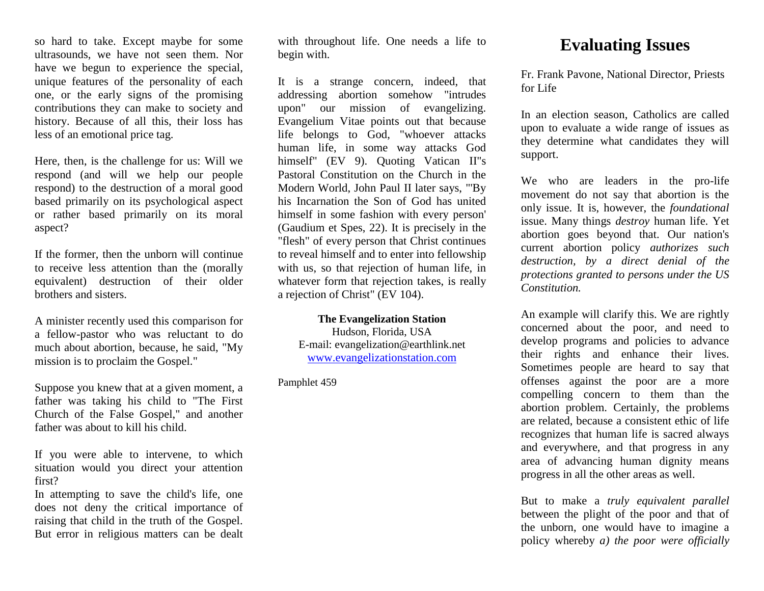so hard to take. Except maybe for some ultrasounds, we have not seen them. Nor have we begun to experience the special, unique features of the personality of each one, or the early signs of the promising contributions they can make to society and history. Because of all this, their loss has less of an emotional price tag.

Here, then, is the challenge for us: Will we respond (and will we help our people respond) to the destruction of a moral good based primarily on its psychological aspect or rather based primarily on its moral aspect?

If the former, then the unborn will continue to receive less attention than the (morally equivalent) destruction of their older brothers and sisters.

A minister recently used this comparison for a fellow-pastor who was reluctant to do much about abortion, because, he said, "My mission is to proclaim the Gospel."

Suppose you knew that at a given moment, a father was taking his child to "The First Church of the False Gospel," and another father was about to kill his child.

If you were able to intervene, to which situation would you direct your attention first?

In attempting to save the child's life, one does not deny the critical importance of raising that child in the truth of the Gospel. But error in religious matters can be dealt with throughout life. One needs a life to begin with.

It is a strange concern, indeed, that addressing abortion somehow "intrudes upon" our mission of evangelizing. Evangelium Vitae points out that because life belongs to God, "whoever attacks human life, in some way attacks God himself" (EV 9). Quoting Vatican II"s Pastoral Constitution on the Church in the Modern World, John Paul II later says, "'By his Incarnation the Son of God has united himself in some fashion with every person' (Gaudium et Spes, 22). It is precisely in the "flesh" of every person that Christ continues to reveal himself and to enter into fellowship with us, so that rejection of human life, in whatever form that rejection takes, is really a rejection of Christ" (EV 104).

**The Evangelization Station**
Hudson, Florida, USA
E-mail: evangelization@earthlink.net
www.evangelizationstation.com

Pamphlet 459

# Evaluating Issues

Fr. Frank Pavone, National Director, Priests for Life

In an election season, Catholics are called upon to evaluate a wide range of issues as they determine what candidates they will support.

We who are leaders in the pro-life movement do not say that abortion is the only issue. It is, however, the *foundational* issue. Many things *destroy* human life. Yet abortion goes beyond that. Our nation's current abortion policy *authorizes such destruction, by a direct denial of the protections granted to persons under the US Constitution.*

An example will clarify this. We are rightly concerned about the poor, and need to develop programs and policies to advance their rights and enhance their lives. Sometimes people are heard to say that offenses against the poor are a more compelling concern to them than the abortion problem. Certainly, the problems are related, because a consistent ethic of life recognizes that human life is sacred always and everywhere, and that progress in any area of advancing human dignity means progress in all the other areas as well.

But to make a *truly equivalent parallel* between the plight of the poor and that of the unborn, one would have to imagine a policy whereby *a) the poor were officially*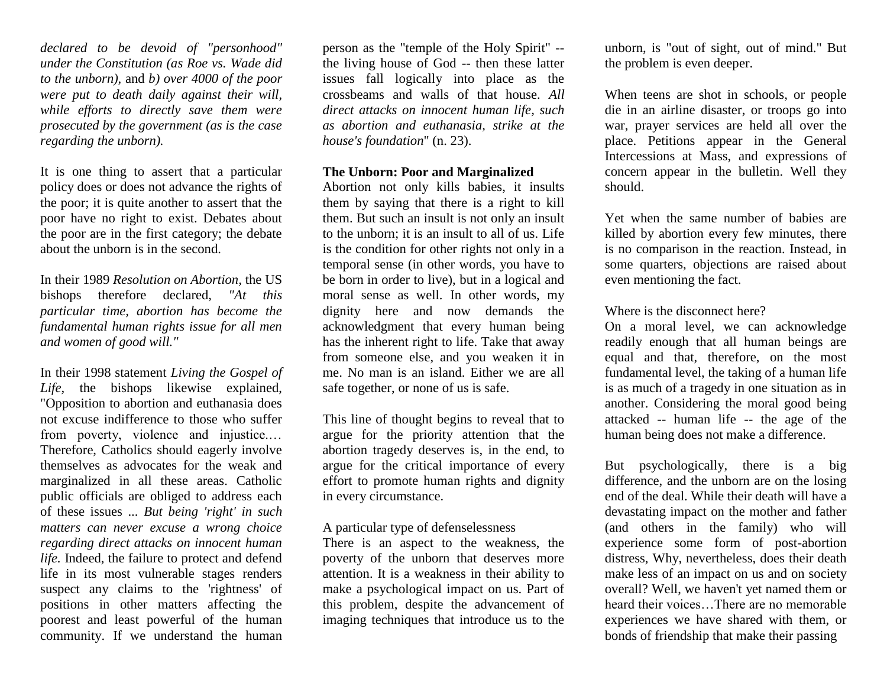*declared to be devoid of "personhood" under the Constitution (as Roe vs. Wade did to the unborn),* and *b) over 4000 of the poor were put to death daily against their will, while efforts to directly save them were prosecuted by the government (as is the case regarding the unborn).*

It is one thing to assert that a particular policy does or does not advance the rights of the poor; it is quite another to assert that the poor have no right to exist. Debates about the poor are in the first category; the debate about the unborn is in the second.

In their 1989 *Resolution on Abortion*, the US bishops therefore declared, *"At this particular time, abortion has become the fundamental human rights issue for all men and women of good will."*

In their 1998 statement *Living the Gospel of Life,* the bishops likewise explained, "Opposition to abortion and euthanasia does not excuse indifference to those who suffer from poverty, violence and injustice.… Therefore, Catholics should eagerly involve themselves as advocates for the weak and marginalized in all these areas. Catholic public officials are obliged to address each of these issues ... *But being 'right' in such matters can never excuse a wrong choice regarding direct attacks on innocent human life.* Indeed, the failure to protect and defend life in its most vulnerable stages renders suspect any claims to the 'rightness' of positions in other matters affecting the poorest and least powerful of the human community. If we understand the human person as the "temple of the Holy Spirit" -- the living house of God -- then these latter issues fall logically into place as the crossbeams and walls of that house. *All direct attacks on innocent human life, such as abortion and euthanasia, strike at the house's foundation*" (n. 23).

**The Unborn: Poor and Marginalized**

Abortion not only kills babies, it insults them by saying that there is a right to kill them. But such an insult is not only an insult to the unborn; it is an insult to all of us. Life is the condition for other rights not only in a temporal sense (in other words, you have to be born in order to live), but in a logical and moral sense as well. In other words, my dignity here and now demands the acknowledgment that every human being has the inherent right to life. Take that away from someone else, and you weaken it in me. No man is an island. Either we are all safe together, or none of us is safe.

This line of thought begins to reveal that to argue for the priority attention that the abortion tragedy deserves is, in the end, to argue for the critical importance of every effort to promote human rights and dignity in every circumstance.

A particular type of defenselessness

There is an aspect to the weakness, the poverty of the unborn that deserves more attention. It is a weakness in their ability to make a psychological impact on us. Part of this problem, despite the advancement of imaging techniques that introduce us to the unborn, is "out of sight, out of mind." But the problem is even deeper.

When teens are shot in schools, or people die in an airline disaster, or troops go into war, prayer services are held all over the place. Petitions appear in the General Intercessions at Mass, and expressions of concern appear in the bulletin. Well they should.

Yet when the same number of babies are killed by abortion every few minutes, there is no comparison in the reaction. Instead, in some quarters, objections are raised about even mentioning the fact.

Where is the disconnect here?

On a moral level, we can acknowledge readily enough that all human beings are equal and that, therefore, on the most fundamental level, the taking of a human life is as much of a tragedy in one situation as in another. Considering the moral good being attacked -- human life -- the age of the human being does not make a difference.

But psychologically, there is a big difference, and the unborn are on the losing end of the deal. While their death will have a devastating impact on the mother and father (and others in the family) who will experience some form of post-abortion distress, Why, nevertheless, does their death make less of an impact on us and on society overall? Well, we haven't yet named them or heard their voices…There are no memorable experiences we have shared with them, or bonds of friendship that make their passing